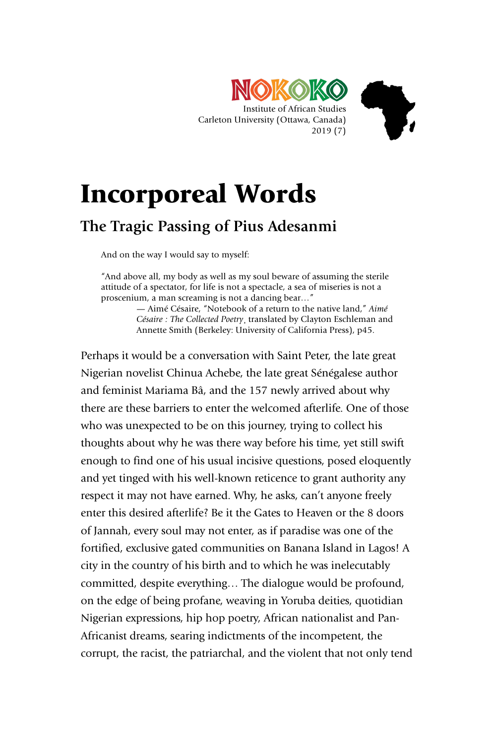NOKOKO
Institute of African Studies
Carleton University (Ottawa, Canada)
2019 (7)

# Incorporeal Words

## The Tragic Passing of Pius Adesanmi

> And on the way I would say to myself:
>
> "And above all, my body as well as my soul beware of assuming the sterile attitude of a spectator, for life is not a spectacle, a sea of miseries is not a proscenium, a man screaming is not a dancing bear…"
>
> — Aimé Césaire, "Notebook of a return to the native land," *Aimé Césaire : The Collected Poetry*, translated by Clayton Eschleman and Annette Smith (Berkeley: University of California Press), p45.

Perhaps it would be a conversation with Saint Peter, the late great Nigerian novelist Chinua Achebe, the late great Sénégalese author and feminist Mariama Bâ, and the 157 newly arrived about why there are these barriers to enter the welcomed afterlife. One of those who was unexpected to be on this journey, trying to collect his thoughts about why he was there way before his time, yet still swift enough to find one of his usual incisive questions, posed eloquently and yet tinged with his well-known reticence to grant authority any respect it may not have earned. Why, he asks, can't anyone freely enter this desired afterlife? Be it the Gates to Heaven or the 8 doors of Jannah, every soul may not enter, as if paradise was one of the fortified, exclusive gated communities on Banana Island in Lagos! A city in the country of his birth and to which he was inelecutably committed, despite everything… The dialogue would be profound, on the edge of being profane, weaving in Yoruba deities, quotidian Nigerian expressions, hip hop poetry, African nationalist and Pan-Africanist dreams, searing indictments of the incompetent, the corrupt, the racist, the patriarchal, and the violent that not only tend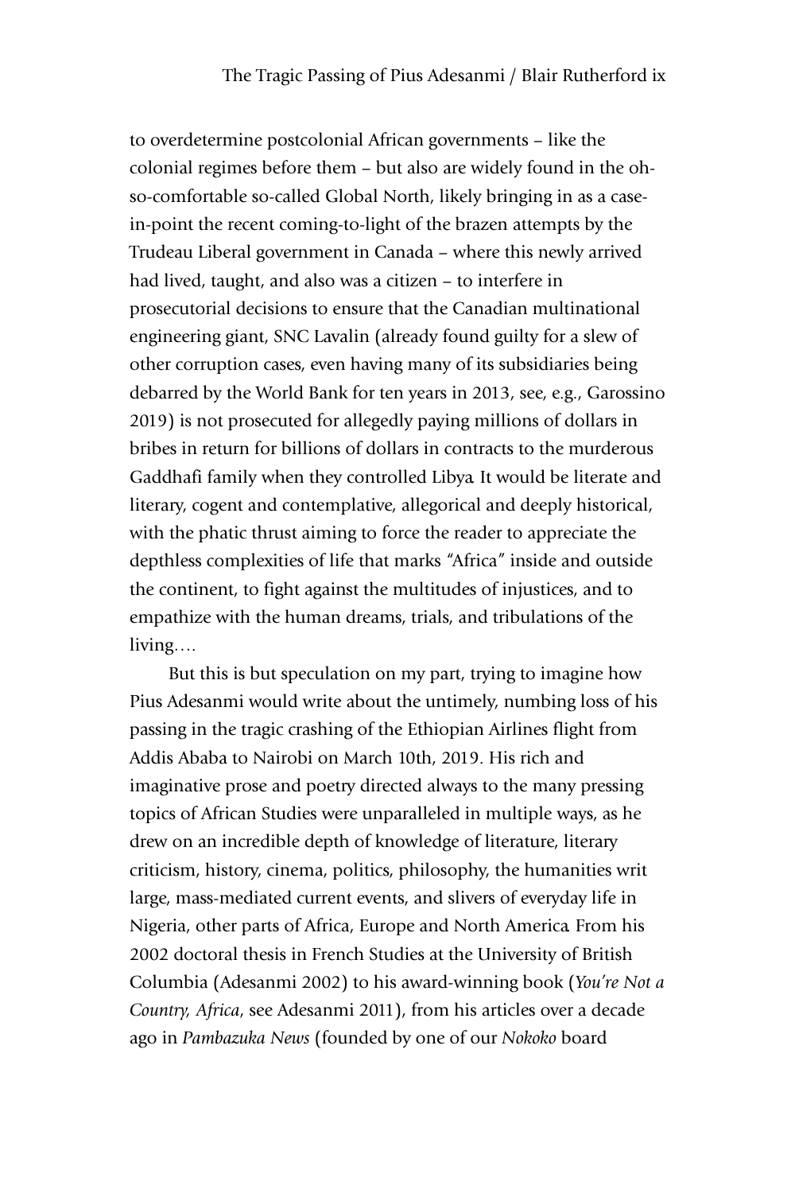to overdetermine postcolonial African governments – like the colonial regimes before them – but also are widely found in the oh-so-comfortable so-called Global North, likely bringing in as a case-in-point the recent coming-to-light of the brazen attempts by the Trudeau Liberal government in Canada – where this newly arrived had lived, taught, and also was a citizen – to interfere in prosecutorial decisions to ensure that the Canadian multinational engineering giant, SNC Lavalin (already found guilty for a slew of other corruption cases, even having many of its subsidiaries being debarred by the World Bank for ten years in 2013, see, e.g., Garossino 2019) is not prosecuted for allegedly paying millions of dollars in bribes in return for billions of dollars in contracts to the murderous Gaddhafi family when they controlled Libya. It would be literate and literary, cogent and contemplative, allegorical and deeply historical, with the phatic thrust aiming to force the reader to appreciate the depthless complexities of life that marks "Africa" inside and outside the continent, to fight against the multitudes of injustices, and to empathize with the human dreams, trials, and tribulations of the living….

But this is but speculation on my part, trying to imagine how Pius Adesanmi would write about the untimely, numbing loss of his passing in the tragic crashing of the Ethiopian Airlines flight from Addis Ababa to Nairobi on March 10th, 2019. His rich and imaginative prose and poetry directed always to the many pressing topics of African Studies were unparalleled in multiple ways, as he drew on an incredible depth of knowledge of literature, literary criticism, history, cinema, politics, philosophy, the humanities writ large, mass-mediated current events, and slivers of everyday life in Nigeria, other parts of Africa, Europe and North America. From his 2002 doctoral thesis in French Studies at the University of British Columbia (Adesanmi 2002) to his award-winning book (*You're Not a Country, Africa*, see Adesanmi 2011), from his articles over a decade ago in *Pambazuka News* (founded by one of our *Nokoko* board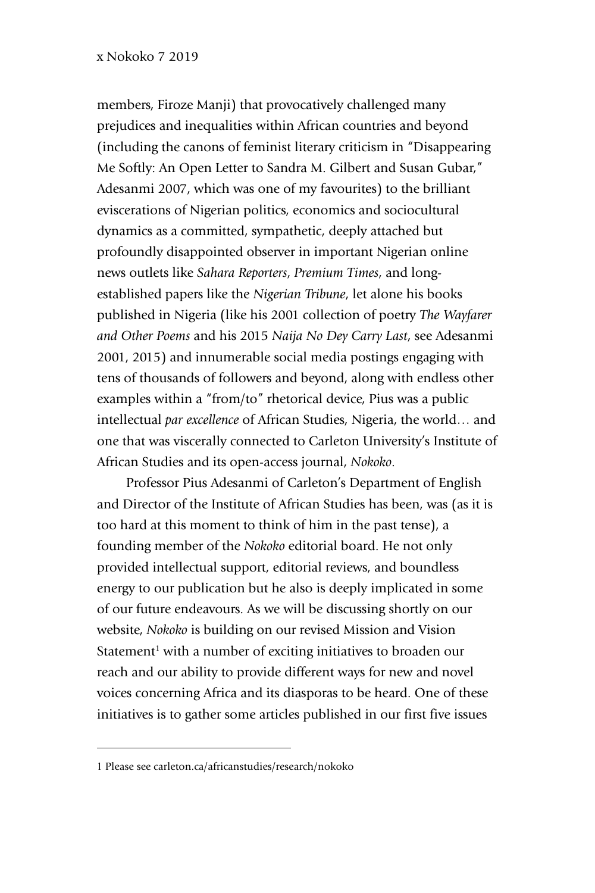members, Firoze Manji) that provocatively challenged many prejudices and inequalities within African countries and beyond (including the canons of feminist literary criticism in "Disappearing Me Softly: An Open Letter to Sandra M. Gilbert and Susan Gubar," Adesanmi 2007, which was one of my favourites) to the brilliant eviscerations of Nigerian politics, economics and sociocultural dynamics as a committed, sympathetic, deeply attached but profoundly disappointed observer in important Nigerian online news outlets like *Sahara Reporters*, *Premium Times*, and long-established papers like the *Nigerian Tribune*, let alone his books published in Nigeria (like his 2001 collection of poetry *The Wayfarer and Other Poems* and his 2015 *Naija No Dey Carry Last*, see Adesanmi 2001, 2015) and innumerable social media postings engaging with tens of thousands of followers and beyond, along with endless other examples within a "from/to" rhetorical device, Pius was a public intellectual *par excellence* of African Studies, Nigeria, the world… and one that was viscerally connected to Carleton University's Institute of African Studies and its open-access journal, *Nokoko*.

Professor Pius Adesanmi of Carleton's Department of English and Director of the Institute of African Studies has been, was (as it is too hard at this moment to think of him in the past tense), a founding member of the *Nokoko* editorial board. He not only provided intellectual support, editorial reviews, and boundless energy to our publication but he also is deeply implicated in some of our future endeavours. As we will be discussing shortly on our website, *Nokoko* is building on our revised Mission and Vision Statement[1] with a number of exciting initiatives to broaden our reach and our ability to provide different ways for new and novel voices concerning Africa and its diasporas to be heard. One of these initiatives is to gather some articles published in our first five issues

---

1 Please see carleton.ca/africanstudies/research/nokoko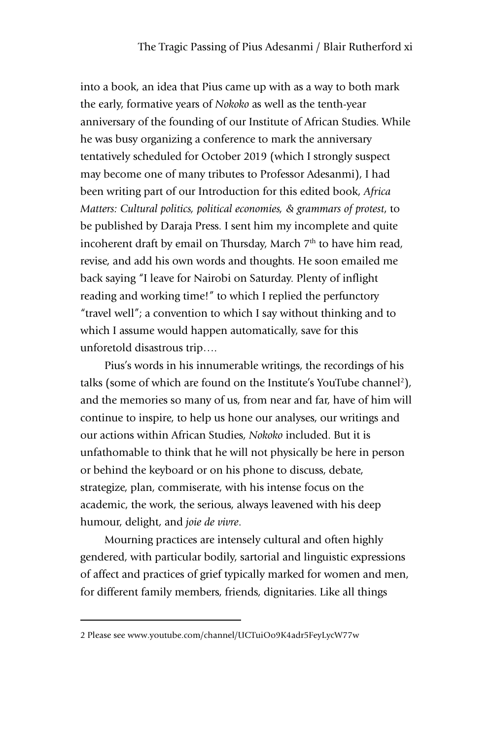into a book, an idea that Pius came up with as a way to both mark the early, formative years of *Nokoko* as well as the tenth-year anniversary of the founding of our Institute of African Studies. While he was busy organizing a conference to mark the anniversary tentatively scheduled for October 2019 (which I strongly suspect may become one of many tributes to Professor Adesanmi), I had been writing part of our Introduction for this edited book, *Africa Matters: Cultural politics, political economies, & grammars of protest*, to be published by Daraja Press. I sent him my incomplete and quite incoherent draft by email on Thursday, March 7th to have him read, revise, and add his own words and thoughts. He soon emailed me back saying "I leave for Nairobi on Saturday. Plenty of inflight reading and working time!" to which I replied the perfunctory "travel well"; a convention to which I say without thinking and to which I assume would happen automatically, save for this unforetold disastrous trip….

Pius's words in his innumerable writings, the recordings of his talks (some of which are found on the Institute's YouTube channel[2]), and the memories so many of us, from near and far, have of him will continue to inspire, to help us hone our analyses, our writings and our actions within African Studies, *Nokoko* included. But it is unfathomable to think that he will not physically be here in person or behind the keyboard or on his phone to discuss, debate, strategize, plan, commiserate, with his intense focus on the academic, the work, the serious, always leavened with his deep humour, delight, and *joie de vivre*.

Mourning practices are intensely cultural and often highly gendered, with particular bodily, sartorial and linguistic expressions of affect and practices of grief typically marked for women and men, for different family members, friends, dignitaries. Like all things

---

2 Please see www.youtube.com/channel/UCTuiOo9K4adr5FeyLycW77w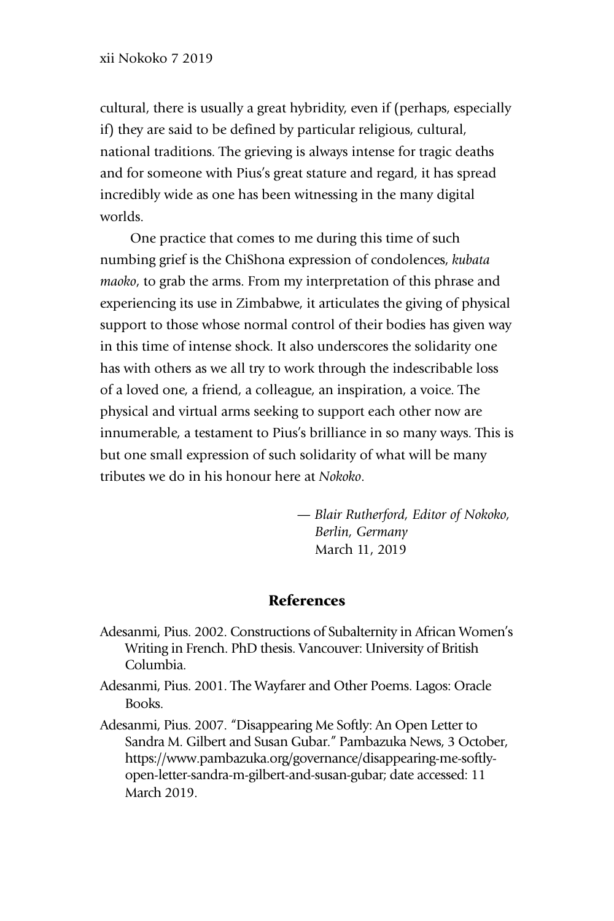cultural, there is usually a great hybridity, even if (perhaps, especially if) they are said to be defined by particular religious, cultural, national traditions. The grieving is always intense for tragic deaths and for someone with Pius's great stature and regard, it has spread incredibly wide as one has been witnessing in the many digital worlds.

One practice that comes to me during this time of such numbing grief is the ChiShona expression of condolences, *kubata maoko*, to grab the arms. From my interpretation of this phrase and experiencing its use in Zimbabwe, it articulates the giving of physical support to those whose normal control of their bodies has given way in this time of intense shock. It also underscores the solidarity one has with others as we all try to work through the indescribable loss of a loved one, a friend, a colleague, an inspiration, a voice. The physical and virtual arms seeking to support each other now are innumerable, a testament to Pius's brilliance in so many ways. This is but one small expression of such solidarity of what will be many tributes we do in his honour here at *Nokoko*.

— *Blair Rutherford, Editor of Nokoko, Berlin, Germany*
March 11, 2019

## References

Adesanmi, Pius. 2002. Constructions of Subalternity in African Women's Writing in French. PhD thesis. Vancouver: University of British Columbia.

Adesanmi, Pius. 2001. The Wayfarer and Other Poems. Lagos: Oracle Books.

Adesanmi, Pius. 2007. "Disappearing Me Softly: An Open Letter to Sandra M. Gilbert and Susan Gubar." Pambazuka News, 3 October, https://www.pambazuka.org/governance/disappearing-me-softly-open-letter-sandra-m-gilbert-and-susan-gubar; date accessed: 11 March 2019.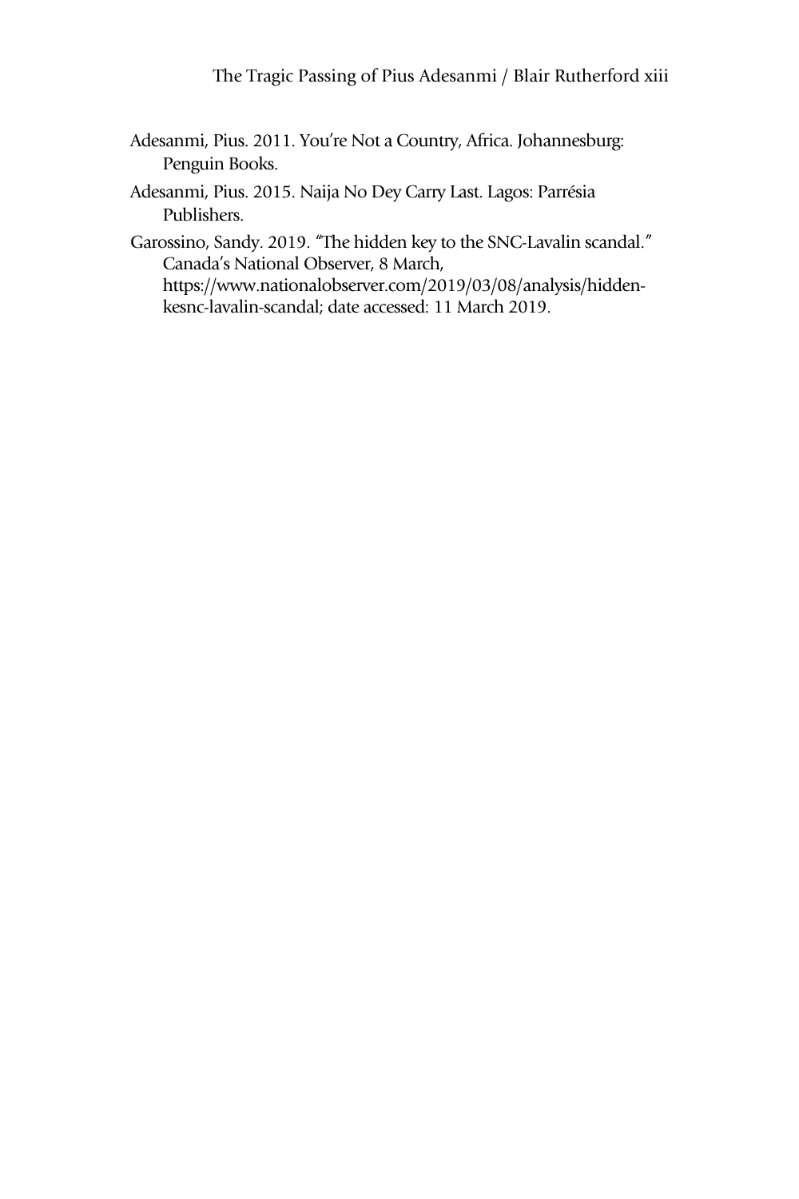Adesanmi, Pius. 2011. You're Not a Country, Africa. Johannesburg: Penguin Books.

Adesanmi, Pius. 2015. Naija No Dey Carry Last. Lagos: Parrésia Publishers.

Garossino, Sandy. 2019. "The hidden key to the SNC-Lavalin scandal." Canada's National Observer, 8 March, https://www.nationalobserver.com/2019/03/08/analysis/hidden-kesnc-lavalin-scandal; date accessed: 11 March 2019.